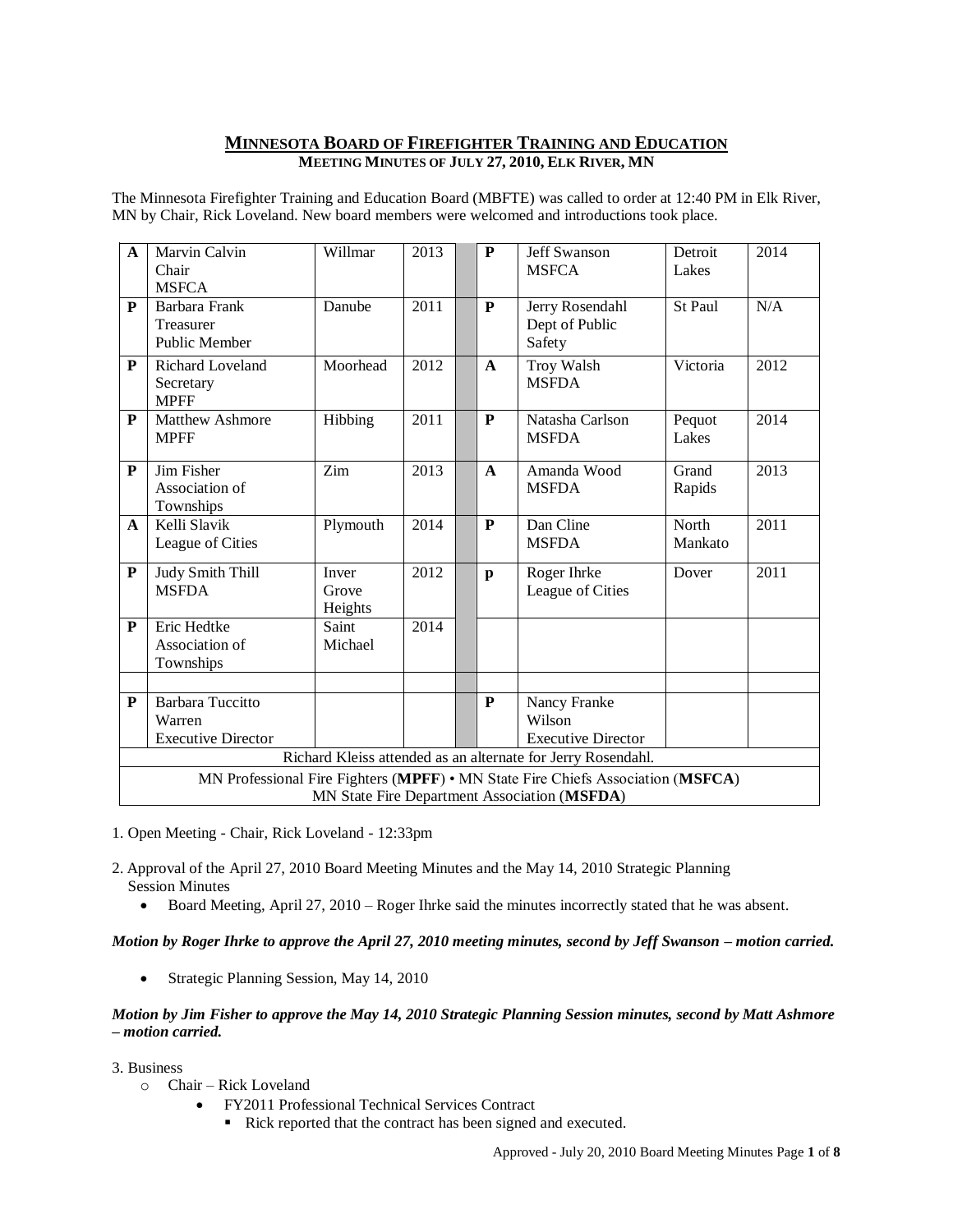# MINNESOTA BOARD OF FIREFIGHTER TRAINING AND EDUCATION

## MEETING MINUTES OF JULY 27, 2010, ELK RIVER, MN

The Minnesota Firefighter Training and Education Board (MBFTE) was called to order at 12:40 PM in Elk River, MN by Chair, Rick Loveland. New board members were welcomed and introductions took place.

| | | | | | | | | |
|---|---|---|---|---|---|---|---|---|
| A | Marvin Calvin<br>Chair<br>MSFCA | Willmar | 2013 | | P | Jeff Swanson<br>MSFCA | Detroit Lakes | 2014 |
| P | Barbara Frank<br>Treasurer<br>Public Member | Danube | 2011 | | P | Jerry Rosendahl<br>Dept of Public Safety | St Paul | N/A |
| P | Richard Loveland<br>Secretary<br>MPFF | Moorhead | 2012 | | A | Troy Walsh<br>MSFDA | Victoria | 2012 |
| P | Matthew Ashmore<br>MPFF | Hibbing | 2011 | | P | Natasha Carlson<br>MSFDA | Pequot Lakes | 2014 |
| P | Jim Fisher<br>Association of Townships | Zim | 2013 | | A | Amanda Wood<br>MSFDA | Grand Rapids | 2013 |
| A | Kelli Slavik<br>League of Cities | Plymouth | 2014 | | P | Dan Cline<br>MSFDA | North Mankato | 2011 |
| P | Judy Smith Thill<br>MSFDA | Inver Grove Heights | 2012 | | p | Roger Ihrke<br>League of Cities | Dover | 2011 |
| P | Eric Hedtke<br>Association of Townships | Saint Michael | 2014 | | | | | |
| | | | | | | | | |
| P | Barbara Tuccitto Warren<br>Executive Director | | | | P | Nancy Franke Wilson<br>Executive Director | | |
| Richard Kleiss attended as an alternate for Jerry Rosendahl. | | | | | | | | |
| MN Professional Fire Fighters (**MPFF**) • MN State Fire Chiefs Association (**MSFCA**) MN State Fire Department Association (**MSFDA**) | | | | | | | | |

1. Open Meeting - Chair, Rick Loveland - 12:33pm

2. Approval of the April 27, 2010 Board Meeting Minutes and the May 14, 2010 Strategic Planning Session Minutes
   - Board Meeting, April 27, 2010 – Roger Ihrke said the minutes incorrectly stated that he was absent.

***Motion by Roger Ihrke to approve the April 27, 2010 meeting minutes, second by Jeff Swanson – motion carried.***

   - Strategic Planning Session, May 14, 2010

***Motion by Jim Fisher to approve the May 14, 2010 Strategic Planning Session minutes, second by Matt Ashmore – motion carried.***

3. Business
   - Chair – Rick Loveland
     - FY2011 Professional Technical Services Contract
       - Rick reported that the contract has been signed and executed.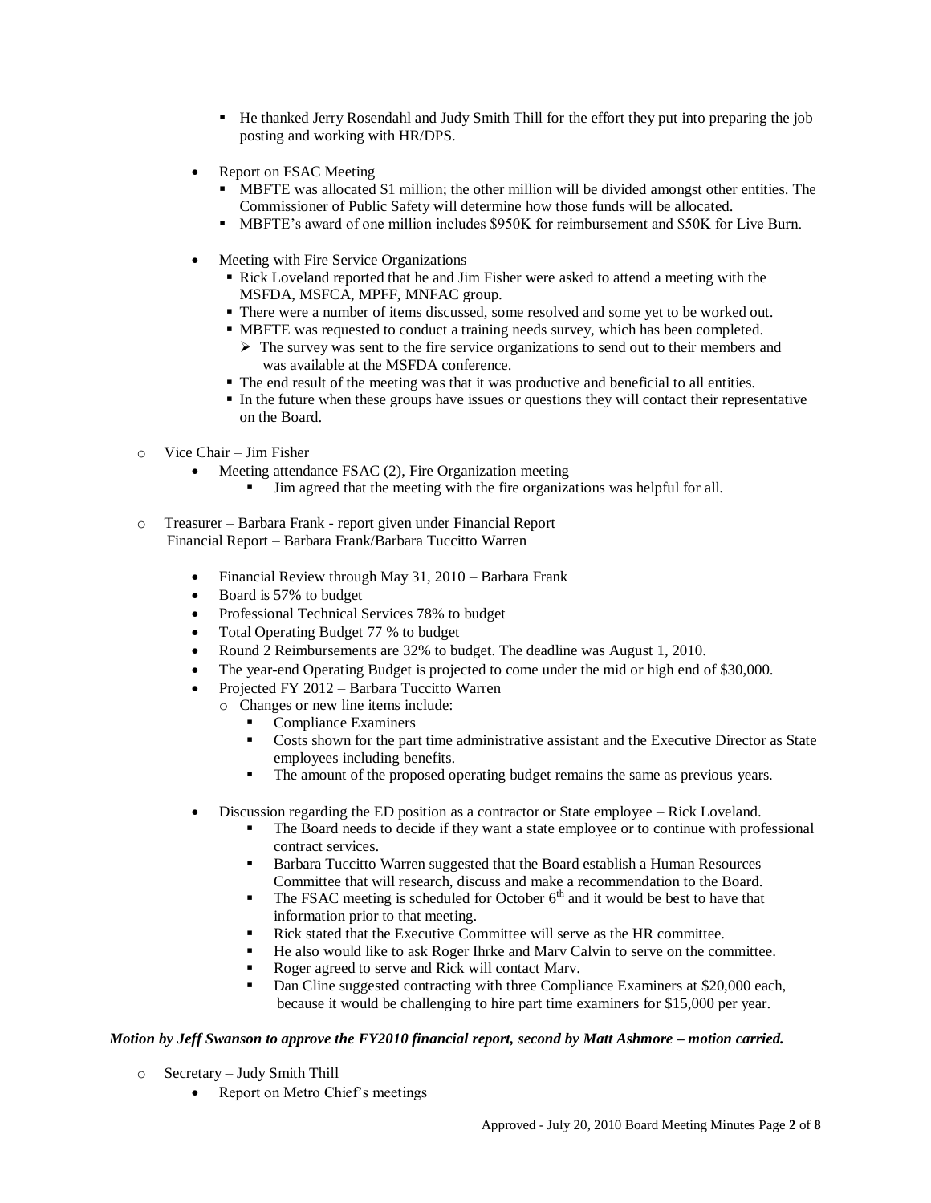- He thanked Jerry Rosendahl and Judy Smith Thill for the effort they put into preparing the job posting and working with HR/DPS.

- Report on FSAC Meeting
  - MBFTE was allocated $1 million; the other million will be divided amongst other entities. The Commissioner of Public Safety will determine how those funds will be allocated.
  - MBFTE's award of one million includes $950K for reimbursement and $50K for Live Burn.

- Meeting with Fire Service Organizations
  - Rick Loveland reported that he and Jim Fisher were asked to attend a meeting with the MSFDA, MSFCA, MPFF, MNFAC group.
  - There were a number of items discussed, some resolved and some yet to be worked out.
  - MBFTE was requested to conduct a training needs survey, which has been completed.
    - The survey was sent to the fire service organizations to send out to their members and was available at the MSFDA conference.
  - The end result of the meeting was that it was productive and beneficial to all entities.
  - In the future when these groups have issues or questions they will contact their representative on the Board.

- Vice Chair – Jim Fisher
  - Meeting attendance FSAC (2), Fire Organization meeting
    - Jim agreed that the meeting with the fire organizations was helpful for all.

- Treasurer – Barbara Frank - report given under Financial Report
  Financial Report – Barbara Frank/Barbara Tuccitto Warren

  - Financial Review through May 31, 2010 – Barbara Frank
  - Board is 57% to budget
  - Professional Technical Services 78% to budget
  - Total Operating Budget 77 % to budget
  - Round 2 Reimbursements are 32% to budget. The deadline was August 1, 2010.
  - The year-end Operating Budget is projected to come under the mid or high end of $30,000.
  - Projected FY 2012 – Barbara Tuccitto Warren
    - Changes or new line items include:
      - Compliance Examiners
      - Costs shown for the part time administrative assistant and the Executive Director as State employees including benefits.
      - The amount of the proposed operating budget remains the same as previous years.

  - Discussion regarding the ED position as a contractor or State employee – Rick Loveland.
    - The Board needs to decide if they want a state employee or to continue with professional contract services.
    - Barbara Tuccitto Warren suggested that the Board establish a Human Resources Committee that will research, discuss and make a recommendation to the Board.
    - The FSAC meeting is scheduled for October 6th and it would be best to have that information prior to that meeting.
    - Rick stated that the Executive Committee will serve as the HR committee.
    - He also would like to ask Roger Ihrke and Marv Calvin to serve on the committee.
    - Roger agreed to serve and Rick will contact Marv.
    - Dan Cline suggested contracting with three Compliance Examiners at $20,000 each, because it would be challenging to hire part time examiners for $15,000 per year.

***Motion by Jeff Swanson to approve the FY2010 financial report, second by Matt Ashmore – motion carried.***

- Secretary – Judy Smith Thill
  - Report on Metro Chief's meetings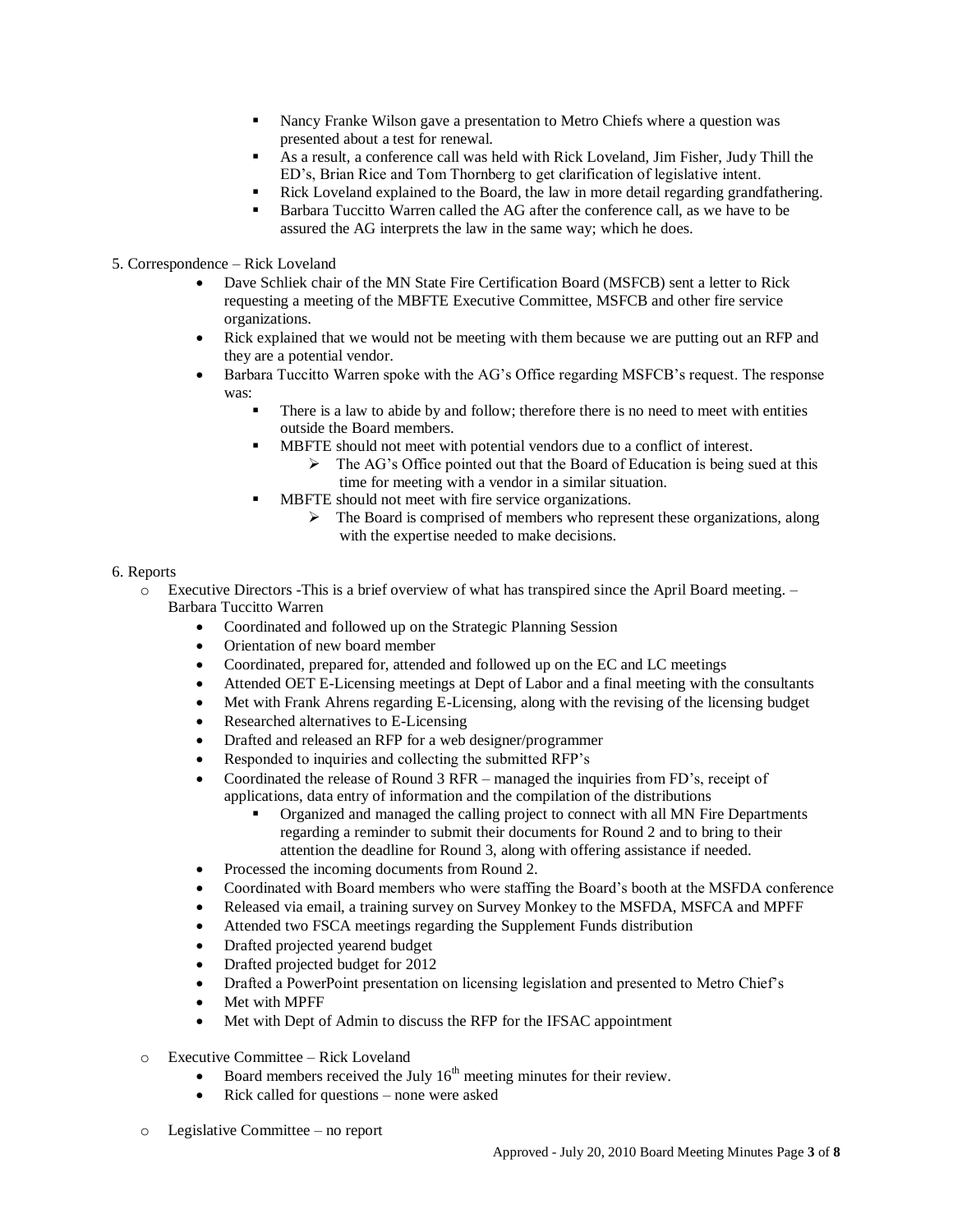- Nancy Franke Wilson gave a presentation to Metro Chiefs where a question was presented about a test for renewal.
- As a result, a conference call was held with Rick Loveland, Jim Fisher, Judy Thill the ED's, Brian Rice and Tom Thornberg to get clarification of legislative intent.
- Rick Loveland explained to the Board, the law in more detail regarding grandfathering.
- Barbara Tuccitto Warren called the AG after the conference call, as we have to be assured the AG interprets the law in the same way; which he does.

5. Correspondence – Rick Loveland

- Dave Schliek chair of the MN State Fire Certification Board (MSFCB) sent a letter to Rick requesting a meeting of the MBFTE Executive Committee, MSFCB and other fire service organizations.
- Rick explained that we would not be meeting with them because we are putting out an RFP and they are a potential vendor.
- Barbara Tuccitto Warren spoke with the AG's Office regarding MSFCB's request. The response was:
  - There is a law to abide by and follow; therefore there is no need to meet with entities outside the Board members.
  - MBFTE should not meet with potential vendors due to a conflict of interest.
    - The AG's Office pointed out that the Board of Education is being sued at this time for meeting with a vendor in a similar situation.
  - MBFTE should not meet with fire service organizations.
    - The Board is comprised of members who represent these organizations, along with the expertise needed to make decisions.

6. Reports

- Executive Directors -This is a brief overview of what has transpired since the April Board meeting. – Barbara Tuccitto Warren
  - Coordinated and followed up on the Strategic Planning Session
  - Orientation of new board member
  - Coordinated, prepared for, attended and followed up on the EC and LC meetings
  - Attended OET E-Licensing meetings at Dept of Labor and a final meeting with the consultants
  - Met with Frank Ahrens regarding E-Licensing, along with the revising of the licensing budget
  - Researched alternatives to E-Licensing
  - Drafted and released an RFP for a web designer/programmer
  - Responded to inquiries and collecting the submitted RFP's
  - Coordinated the release of Round 3 RFR – managed the inquiries from FD's, receipt of applications, data entry of information and the compilation of the distributions
    - Organized and managed the calling project to connect with all MN Fire Departments regarding a reminder to submit their documents for Round 2 and to bring to their attention the deadline for Round 3, along with offering assistance if needed.
  - Processed the incoming documents from Round 2.
  - Coordinated with Board members who were staffing the Board's booth at the MSFDA conference
  - Released via email, a training survey on Survey Monkey to the MSFDA, MSFCA and MPFF
  - Attended two FSCA meetings regarding the Supplement Funds distribution
  - Drafted projected yearend budget
  - Drafted projected budget for 2012
  - Drafted a PowerPoint presentation on licensing legislation and presented to Metro Chief's
  - Met with MPFF
  - Met with Dept of Admin to discuss the RFP for the IFSAC appointment
- Executive Committee – Rick Loveland
  - Board members received the July 16th meeting minutes for their review.
  - Rick called for questions – none were asked
- Legislative Committee – no report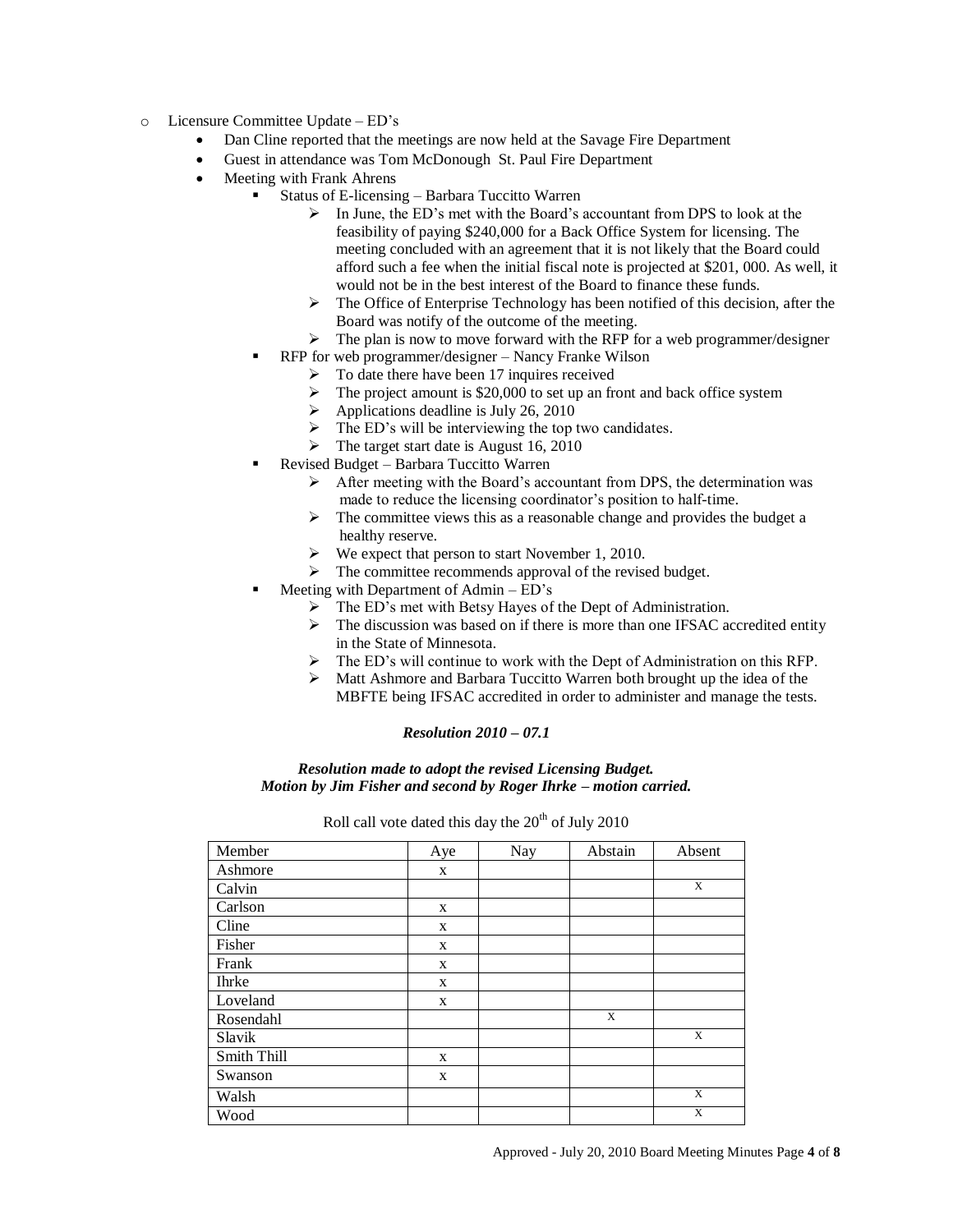- Licensure Committee Update – ED's
  - Dan Cline reported that the meetings are now held at the Savage Fire Department
  - Guest in attendance was Tom McDonough St. Paul Fire Department
  - Meeting with Frank Ahrens
    - Status of E-licensing – Barbara Tuccitto Warren
      - In June, the ED's met with the Board's accountant from DPS to look at the feasibility of paying $240,000 for a Back Office System for licensing. The meeting concluded with an agreement that it is not likely that the Board could afford such a fee when the initial fiscal note is projected at $201, 000. As well, it would not be in the best interest of the Board to finance these funds.
      - The Office of Enterprise Technology has been notified of this decision, after the Board was notify of the outcome of the meeting.
      - The plan is now to move forward with the RFP for a web programmer/designer
    - RFP for web programmer/designer – Nancy Franke Wilson
      - To date there have been 17 inquires received
      - The project amount is $20,000 to set up an front and back office system
      - Applications deadline is July 26, 2010
      - The ED's will be interviewing the top two candidates.
      - The target start date is August 16, 2010
    - Revised Budget – Barbara Tuccitto Warren
      - After meeting with the Board's accountant from DPS, the determination was made to reduce the licensing coordinator's position to half-time.
      - The committee views this as a reasonable change and provides the budget a healthy reserve.
      - We expect that person to start November 1, 2010.
      - The committee recommends approval of the revised budget.
    - Meeting with Department of Admin – ED's
      - The ED's met with Betsy Hayes of the Dept of Administration.
      - The discussion was based on if there is more than one IFSAC accredited entity in the State of Minnesota.
      - The ED's will continue to work with the Dept of Administration on this RFP.
      - Matt Ashmore and Barbara Tuccitto Warren both brought up the idea of the MBFTE being IFSAC accredited in order to administer and manage the tests.

***Resolution 2010 – 07.1***

***Resolution made to adopt the revised Licensing Budget.***
***Motion by Jim Fisher and second by Roger Ihrke – motion carried.***

Roll call vote dated this day the 20th of July 2010

| Member | Aye | Nay | Abstain | Absent |
|---|---|---|---|---|
| Ashmore | x | | | |
| Calvin | | | | x |
| Carlson | x | | | |
| Cline | x | | | |
| Fisher | x | | | |
| Frank | x | | | |
| Ihrke | x | | | |
| Loveland | x | | | |
| Rosendahl | | | x | |
| Slavik | | | | x |
| Smith Thill | x | | | |
| Swanson | x | | | |
| Walsh | | | | x |
| Wood | | | | x |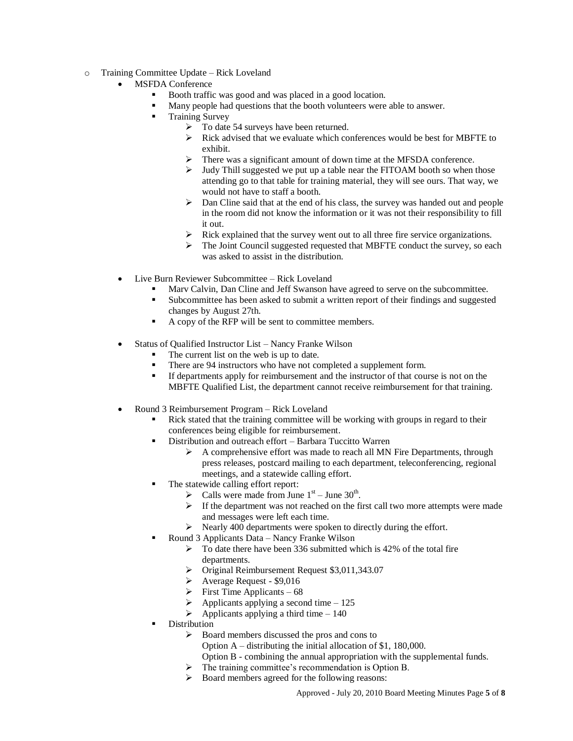- Training Committee Update – Rick Loveland
  - MSFDA Conference
    - Booth traffic was good and was placed in a good location.
    - Many people had questions that the booth volunteers were able to answer.
    - Training Survey
      - To date 54 surveys have been returned.
      - Rick advised that we evaluate which conferences would be best for MBFTE to exhibit.
      - There was a significant amount of down time at the MFSDA conference.
      - Judy Thill suggested we put up a table near the FITOAM booth so when those attending go to that table for training material, they will see ours. That way, we would not have to staff a booth.
      - Dan Cline said that at the end of his class, the survey was handed out and people in the room did not know the information or it was not their responsibility to fill it out.
      - Rick explained that the survey went out to all three fire service organizations.
      - The Joint Council suggested requested that MBFTE conduct the survey, so each was asked to assist in the distribution.

  - Live Burn Reviewer Subcommittee – Rick Loveland
    - Marv Calvin, Dan Cline and Jeff Swanson have agreed to serve on the subcommittee.
    - Subcommittee has been asked to submit a written report of their findings and suggested changes by August 27th.
    - A copy of the RFP will be sent to committee members.

  - Status of Qualified Instructor List – Nancy Franke Wilson
    - The current list on the web is up to date.
    - There are 94 instructors who have not completed a supplement form.
    - If departments apply for reimbursement and the instructor of that course is not on the MBFTE Qualified List, the department cannot receive reimbursement for that training.

  - Round 3 Reimbursement Program – Rick Loveland
    - Rick stated that the training committee will be working with groups in regard to their conferences being eligible for reimbursement.
    - Distribution and outreach effort – Barbara Tuccitto Warren
      - A comprehensive effort was made to reach all MN Fire Departments, through press releases, postcard mailing to each department, teleconferencing, regional meetings, and a statewide calling effort.
    - The statewide calling effort report:
      - Calls were made from June 1st – June 30th.
      - If the department was not reached on the first call two more attempts were made and messages were left each time.
      - Nearly 400 departments were spoken to directly during the effort.
    - Round 3 Applicants Data – Nancy Franke Wilson
      - To date there have been 336 submitted which is 42% of the total fire departments.
      - Original Reimbursement Request $3,011,343.07
      - Average Request - $9,016
      - First Time Applicants – 68
      - Applicants applying a second time – 125
      - Applicants applying a third time – 140
    - Distribution
      - Board members discussed the pros and cons to
        Option A – distributing the initial allocation of $1, 180,000.
        Option B - combining the annual appropriation with the supplemental funds.
      - The training committee's recommendation is Option B.
      - Board members agreed for the following reasons: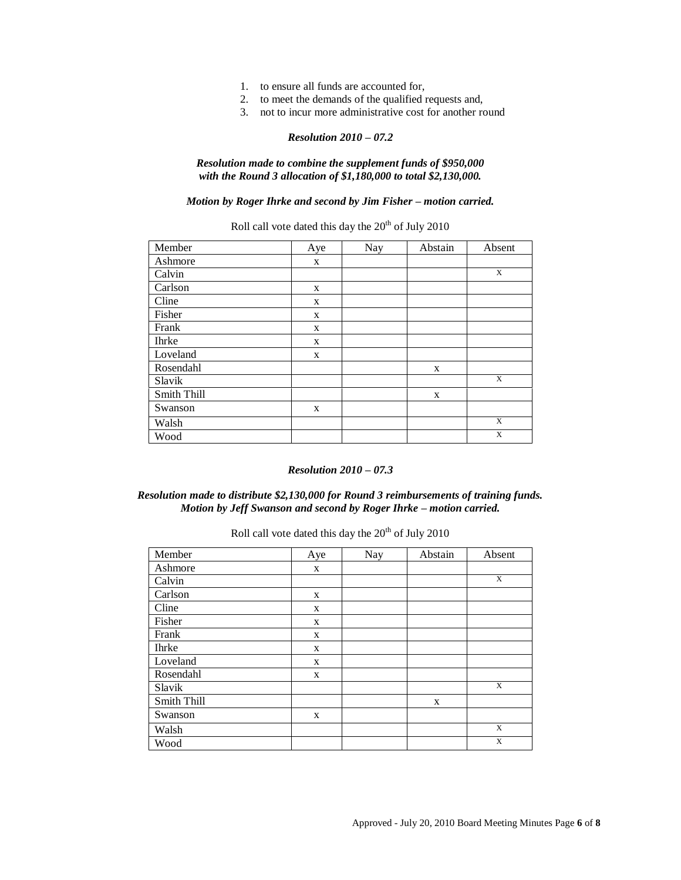1. to ensure all funds are accounted for,
2. to meet the demands of the qualified requests and,
3. not to incur more administrative cost for another round

***Resolution 2010 – 07.2***

***Resolution made to combine the supplement funds of $950,000 with the Round 3 allocation of $1,180,000 to total $2,130,000.***

***Motion by Roger Ihrke and second by Jim Fisher – motion carried.***

Roll call vote dated this day the 20th of July 2010

| Member | Aye | Nay | Abstain | Absent |
|---|---|---|---|---|
| Ashmore | x | | | |
| Calvin | | | | x |
| Carlson | x | | | |
| Cline | x | | | |
| Fisher | x | | | |
| Frank | x | | | |
| Ihrke | x | | | |
| Loveland | x | | | |
| Rosendahl | | | x | |
| Slavik | | | | x |
| Smith Thill | | | x | |
| Swanson | x | | | |
| Walsh | | | | x |
| Wood | | | | x |

***Resolution 2010 – 07.3***

***Resolution made to distribute $2,130,000 for Round 3 reimbursements of training funds. Motion by Jeff Swanson and second by Roger Ihrke – motion carried.***

Roll call vote dated this day the 20th of July 2010

| Member | Aye | Nay | Abstain | Absent |
|---|---|---|---|---|
| Ashmore | x | | | |
| Calvin | | | | x |
| Carlson | x | | | |
| Cline | x | | | |
| Fisher | x | | | |
| Frank | x | | | |
| Ihrke | x | | | |
| Loveland | x | | | |
| Rosendahl | x | | | |
| Slavik | | | | x |
| Smith Thill | | | x | |
| Swanson | x | | | |
| Walsh | | | | x |
| Wood | | | | x |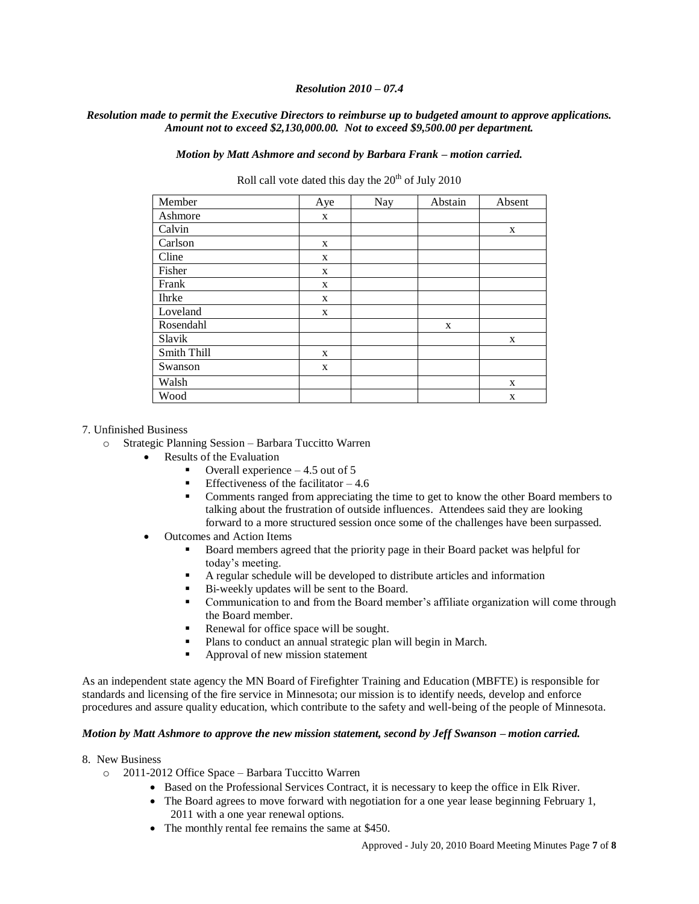***Resolution 2010 – 07.4***

***Resolution made to permit the Executive Directors to reimburse up to budgeted amount to approve applications. Amount not to exceed $2,130,000.00. Not to exceed $9,500.00 per department.***

***Motion by Matt Ashmore and second by Barbara Frank – motion carried.***

Roll call vote dated this day the 20th of July 2010

| Member | Aye | Nay | Abstain | Absent |
|---|---|---|---|---|
| Ashmore | x | | | |
| Calvin | | | | x |
| Carlson | x | | | |
| Cline | x | | | |
| Fisher | x | | | |
| Frank | x | | | |
| Ihrke | x | | | |
| Loveland | x | | | |
| Rosendahl | | | x | |
| Slavik | | | | x |
| Smith Thill | x | | | |
| Swanson | x | | | |
| Walsh | | | | x |
| Wood | | | | x |

7. Unfinished Business
   - Strategic Planning Session – Barbara Tuccitto Warren
     - Results of the Evaluation
       - Overall experience – 4.5 out of 5
       - Effectiveness of the facilitator – 4.6
       - Comments ranged from appreciating the time to get to know the other Board members to talking about the frustration of outside influences. Attendees said they are looking forward to a more structured session once some of the challenges have been surpassed.
     - Outcomes and Action Items
       - Board members agreed that the priority page in their Board packet was helpful for today's meeting.
       - A regular schedule will be developed to distribute articles and information
       - Bi-weekly updates will be sent to the Board.
       - Communication to and from the Board member's affiliate organization will come through the Board member.
       - Renewal for office space will be sought.
       - Plans to conduct an annual strategic plan will begin in March.
       - Approval of new mission statement

As an independent state agency the MN Board of Firefighter Training and Education (MBFTE) is responsible for standards and licensing of the fire service in Minnesota; our mission is to identify needs, develop and enforce procedures and assure quality education, which contribute to the safety and well-being of the people of Minnesota.

***Motion by Matt Ashmore to approve the new mission statement, second by Jeff Swanson – motion carried.***

8. New Business
   - 2011-2012 Office Space – Barbara Tuccitto Warren
     - Based on the Professional Services Contract, it is necessary to keep the office in Elk River.
     - The Board agrees to move forward with negotiation for a one year lease beginning February 1, 2011 with a one year renewal options.
     - The monthly rental fee remains the same at $450.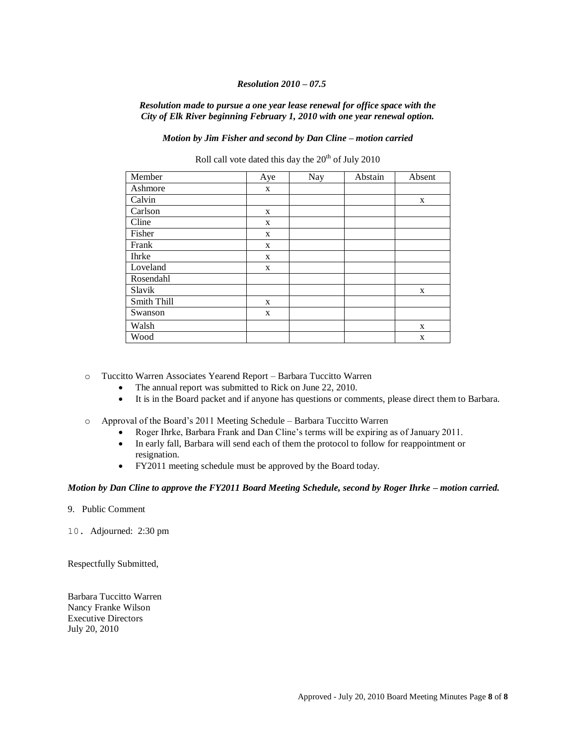***Resolution 2010 – 07.5***

***Resolution made to pursue a one year lease renewal for office space with the City of Elk River beginning February 1, 2010 with one year renewal option.***

***Motion by Jim Fisher and second by Dan Cline – motion carried***

Roll call vote dated this day the 20th of July 2010

| Member | Aye | Nay | Abstain | Absent |
|---|---|---|---|---|
| Ashmore | x | | | |
| Calvin | | | | x |
| Carlson | x | | | |
| Cline | x | | | |
| Fisher | x | | | |
| Frank | x | | | |
| Ihrke | x | | | |
| Loveland | x | | | |
| Rosendahl | | | | |
| Slavik | | | | x |
| Smith Thill | x | | | |
| Swanson | x | | | |
| Walsh | | | | x |
| Wood | | | | x |

- Tuccitto Warren Associates Yearend Report – Barbara Tuccitto Warren
  - The annual report was submitted to Rick on June 22, 2010.
  - It is in the Board packet and if anyone has questions or comments, please direct them to Barbara.

- Approval of the Board's 2011 Meeting Schedule – Barbara Tuccitto Warren
  - Roger Ihrke, Barbara Frank and Dan Cline's terms will be expiring as of January 2011.
  - In early fall, Barbara will send each of them the protocol to follow for reappointment or resignation.
  - FY2011 meeting schedule must be approved by the Board today.

***Motion by Dan Cline to approve the FY2011 Board Meeting Schedule, second by Roger Ihrke – motion carried.***

9. Public Comment

10. Adjourned: 2:30 pm

Respectfully Submitted,

Barbara Tuccitto Warren  
Nancy Franke Wilson  
Executive Directors  
July 20, 2010